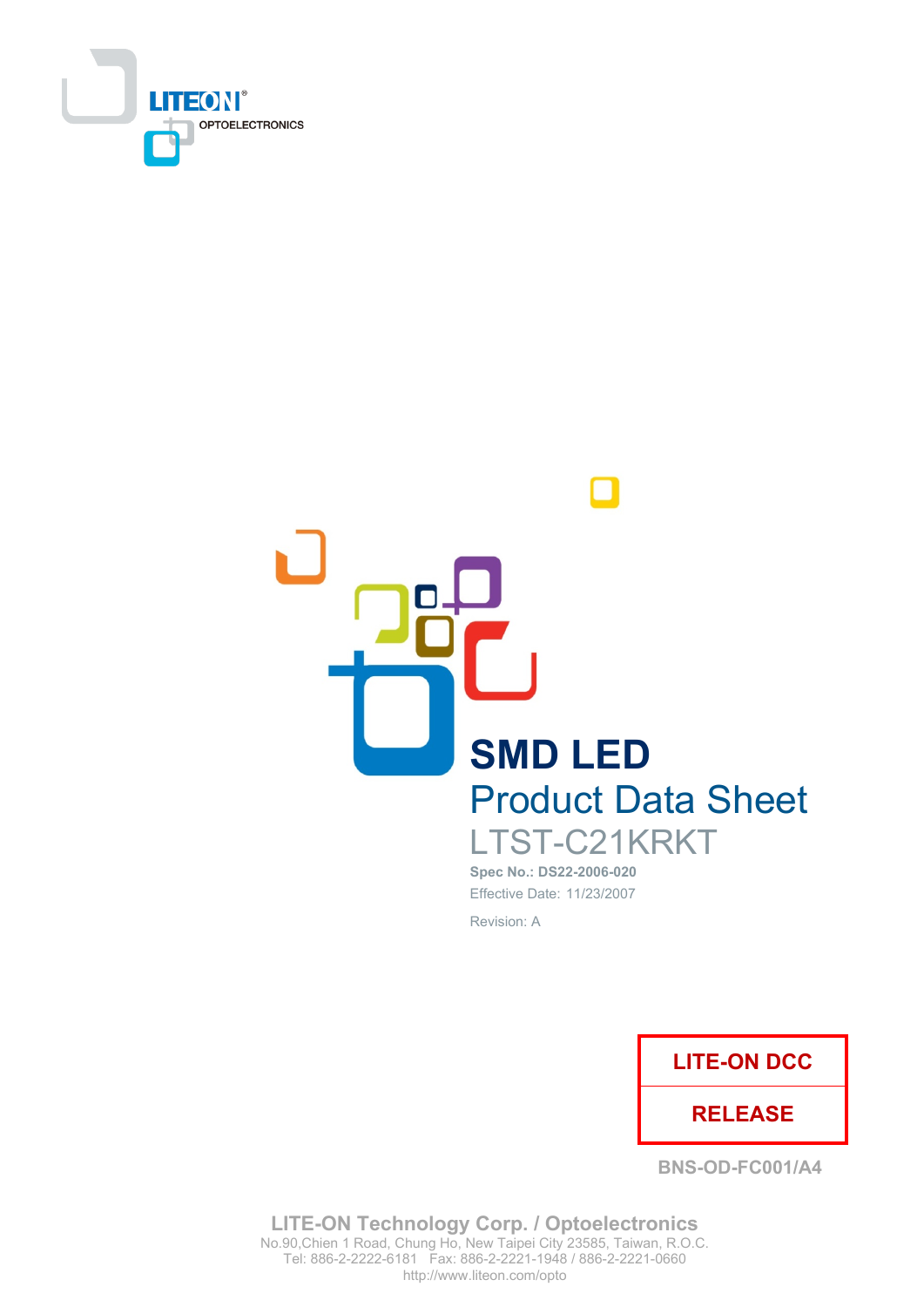LITEON®
OPTOELECTRONICS

# SMD LED

## Product Data Sheet

LTST-C21KRKT

**Spec No.: DS22-2006-020**

Effective Date: 11/23/2007

Revision: A

| LITE-ON DCC |
| --- |
| RELEASE |

**BNS-OD-FC001/A4**

**LITE-ON Technology Corp. / Optoelectronics**
No.90,Chien 1 Road, Chung Ho, New Taipei City 23585, Taiwan, R.O.C.
Tel: 886-2-2222-6181 Fax: 886-2-2221-1948 / 886-2-2221-0660
http://www.liteon.com/opto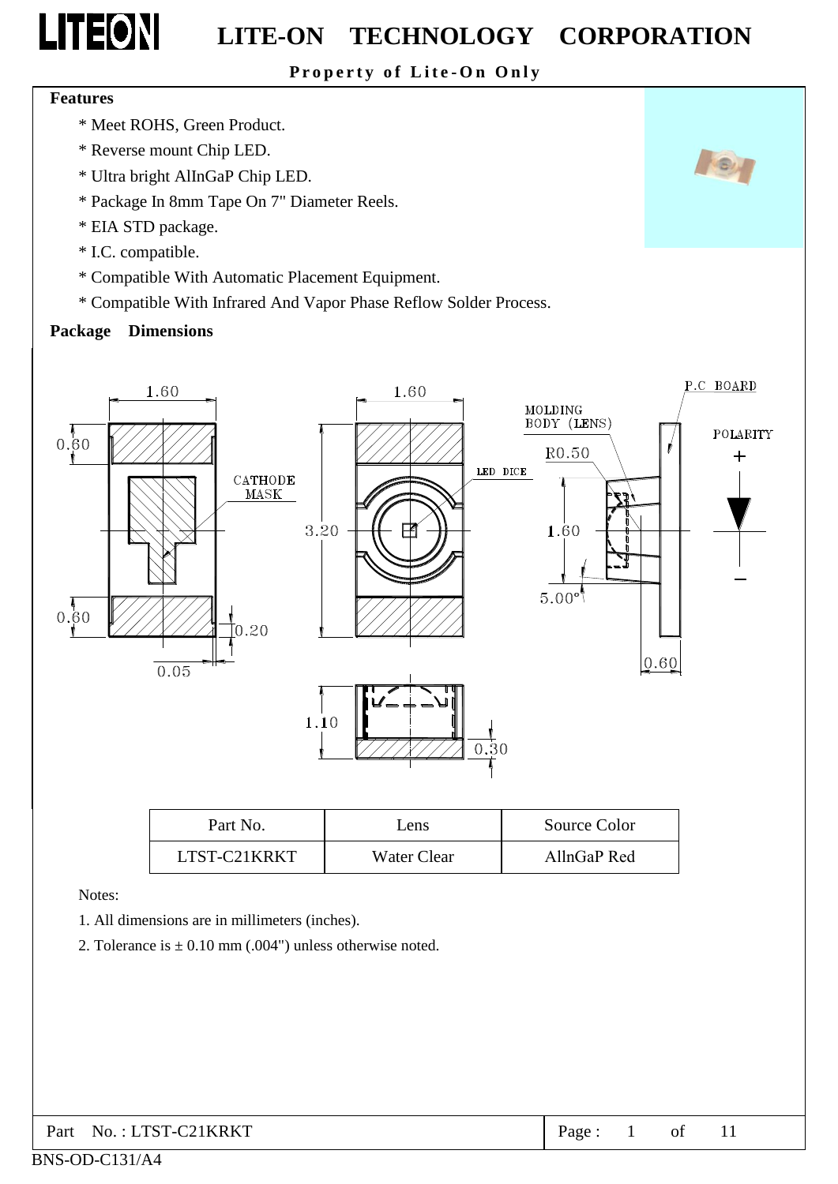## Features

* Meet ROHS, Green Product.
* Reverse mount Chip LED.
* Ultra bright AlInGaP Chip LED.
* Package In 8mm Tape On 7" Diameter Reels.
* EIA STD package.
* I.C. compatible.
* Compatible With Automatic Placement Equipment.
* Compatible With Infrared And Vapor Phase Reflow Solder Process.

## Package Dimensions

| Part No. | Lens | Source Color |
|---|---|---|
| LTST-C21KRKT | Water Clear | AllnGaP Red |

Notes:

1. All dimensions are in millimeters (inches).
2. Tolerance is ± 0.10 mm (.004") unless otherwise noted.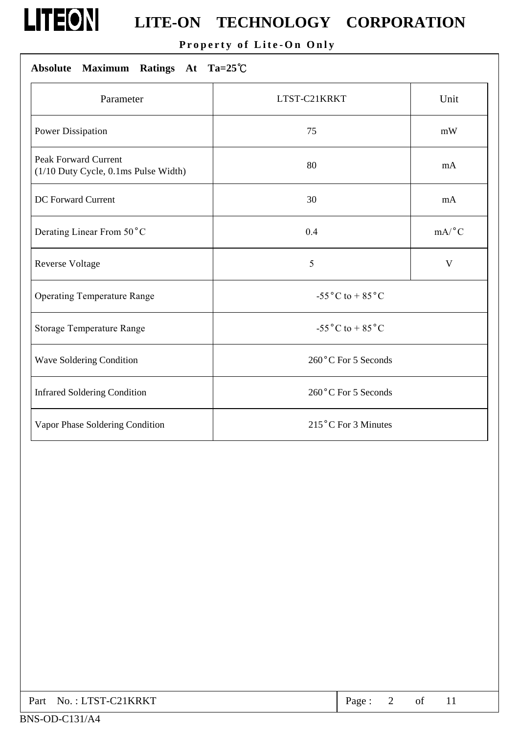## Absolute Maximum Ratings At Ta=25℃

| Parameter | LTST-C21KRKT | Unit |
|---|---|---|
| Power Dissipation | 75 | mW |
| Peak Forward Current (1/10 Duty Cycle, 0.1ms Pulse Width) | 80 | mA |
| DC Forward Current | 30 | mA |
| Derating Linear From 50°C | 0.4 | mA/°C |
| Reverse Voltage | 5 | V |
| Operating Temperature Range | -55°C to + 85°C | |
| Storage Temperature Range | -55°C to + 85°C | |
| Wave Soldering Condition | 260°C For 5 Seconds | |
| Infrared Soldering Condition | 260°C For 5 Seconds | |
| Vapor Phase Soldering Condition | 215°C For 3 Minutes | |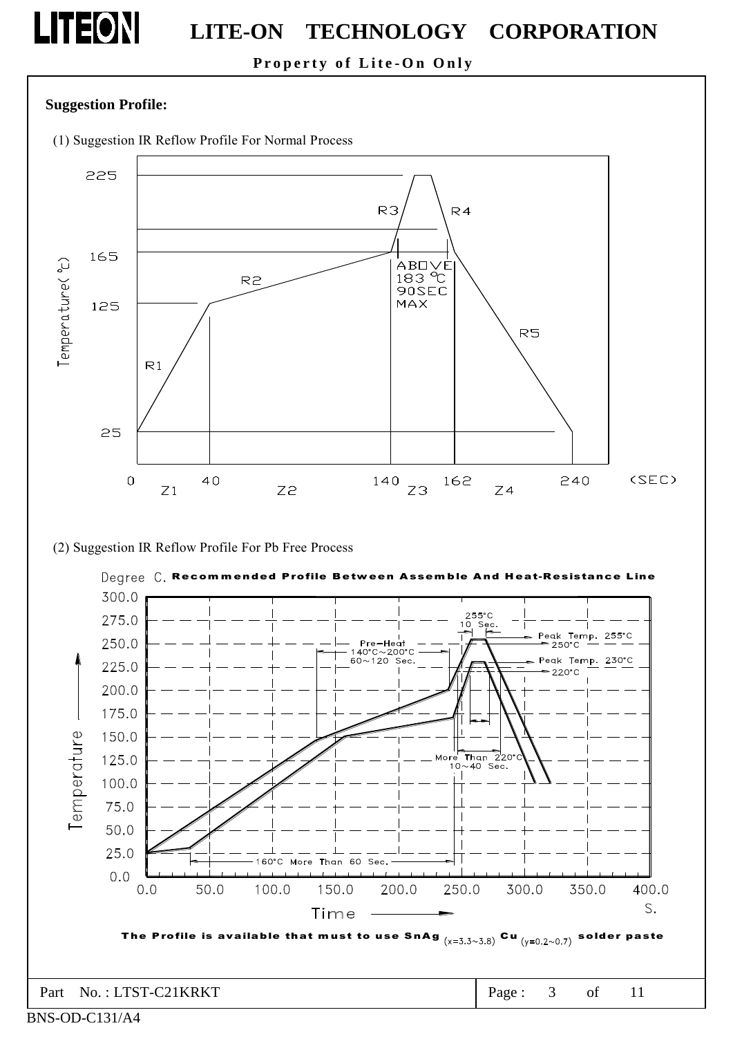**Suggestion Profile:**

(1) Suggestion IR Reflow Profile For Normal Process

Temperature(°C): 225, 165, 125, 25

R1, R2, R3, R4, R5

ABOVE 183 °C 90SEC MAX

0, Z1, 40, Z2, 140, Z3, 162, Z4, 240 (SEC)

(2) Suggestion IR Reflow Profile For Pb Free Process

Degree C. **Recommended Profile Between Assemble And Heat-Resistance Line**

255°C 10 Sec.

Peak Temp. 255°C
250°C

Pre−Heat
140°C~200°C
60~120 Sec.

Peak Temp. 230°C
220°C

More Than 220°C
10~40 Sec.

160°C More Than 60 Sec.

Temperature

Time S.

**The Profile is available that must to use SnAg $_{(x=3.3\sim3.8)}$ Cu $_{(y=0.2\sim0.7)}$ solder paste**

Part No. : LTST-C21KRKT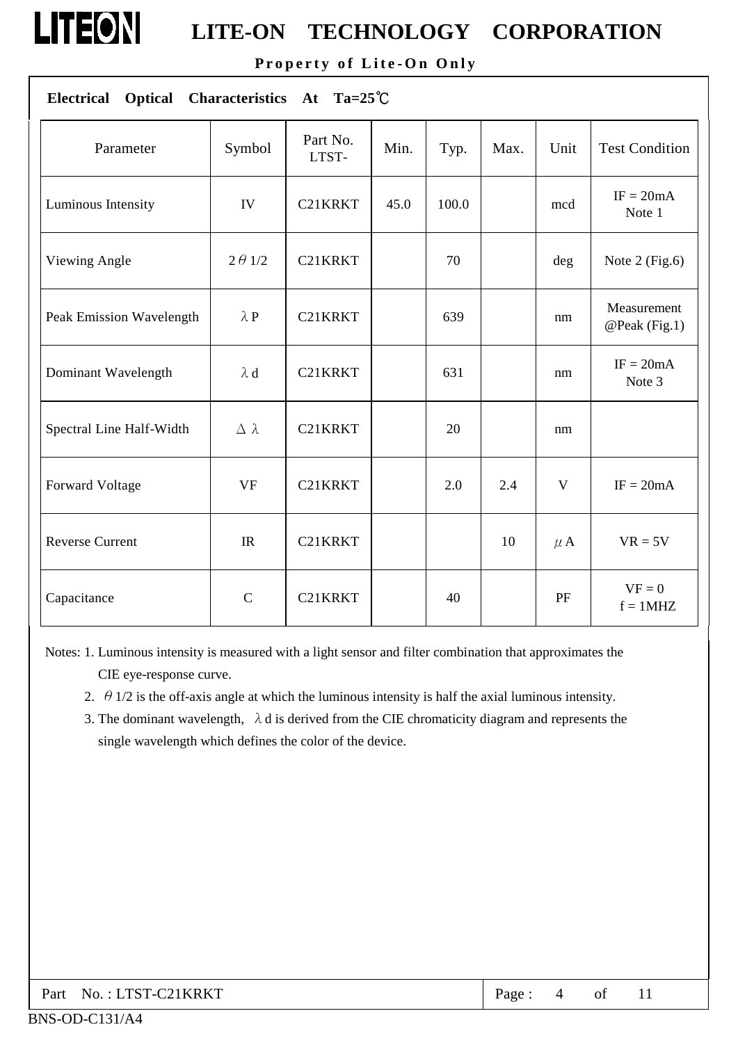## Electrical Optical Characteristics At Ta=25℃

| Parameter | Symbol | Part No. LTST- | Min. | Typ. | Max. | Unit | Test Condition |
|---|---|---|---|---|---|---|---|
| Luminous Intensity | IV | C21KRKT | 45.0 | 100.0 | | mcd | IF = 20mA Note 1 |
| Viewing Angle | $2\theta 1/2$ | C21KRKT | | 70 | | deg | Note 2 (Fig.6) |
| Peak Emission Wavelength | $\lambda$P | C21KRKT | | 639 | | nm | Measurement @Peak (Fig.1) |
| Dominant Wavelength | $\lambda$d | C21KRKT | | 631 | | nm | IF = 20mA Note 3 |
| Spectral Line Half-Width | $\Delta\lambda$ | C21KRKT | | 20 | | nm | |
| Forward Voltage | VF | C21KRKT | | 2.0 | 2.4 | V | IF = 20mA |
| Reverse Current | IR | C21KRKT | | | 10 | $\mu$A | VR = 5V |
| Capacitance | C | C21KRKT | | 40 | | PF | VF = 0 f = 1MHZ |

Notes: 1. Luminous intensity is measured with a light sensor and filter combination that approximates the CIE eye-response curve.

2. $\theta 1/2$ is the off-axis angle at which the luminous intensity is half the axial luminous intensity.

3. The dominant wavelength, $\lambda$d is derived from the CIE chromaticity diagram and represents the single wavelength which defines the color of the device.

Part No. : LTST-C21KRKT

BNS-OD-C131/A4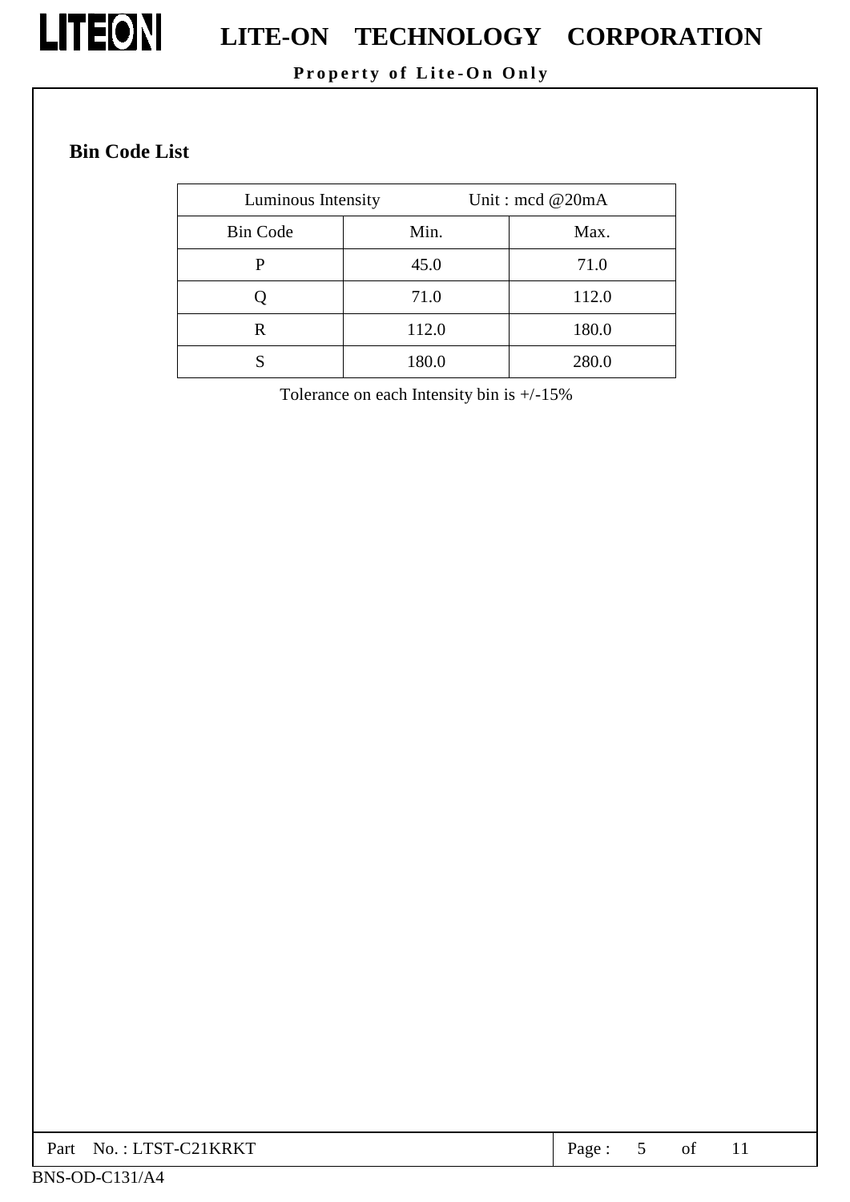## Bin Code List

| Luminous Intensity | Unit : mcd @20mA | |
|---|---|---|
| Bin Code | Min. | Max. |
| P | 45.0 | 71.0 |
| Q | 71.0 | 112.0 |
| R | 112.0 | 180.0 |
| S | 180.0 | 280.0 |

Tolerance on each Intensity bin is +/-15%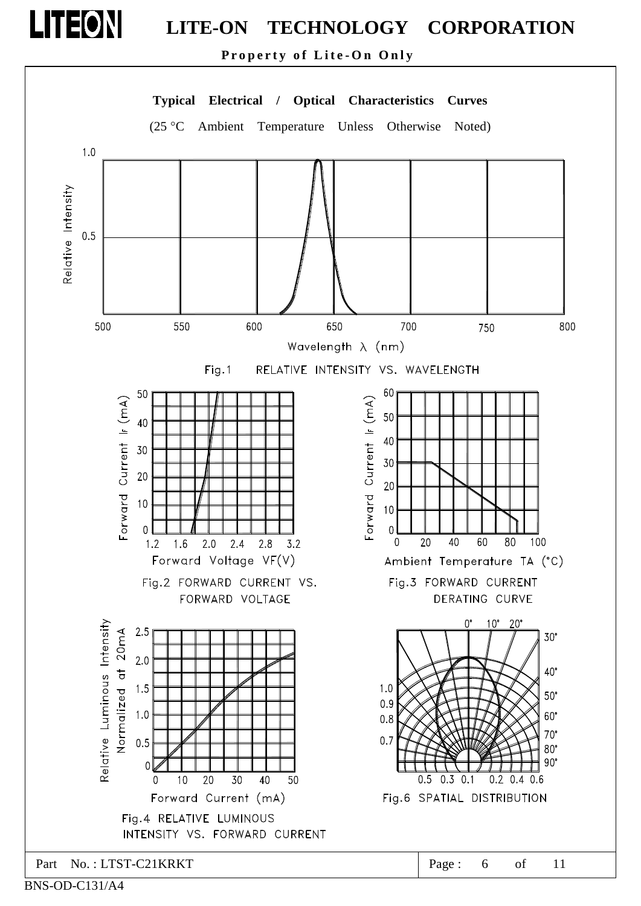## Typical Electrical / Optical Characteristics Curves

(25 °C Ambient Temperature Unless Otherwise Noted)

Fig.1 RELATIVE INTENSITY VS. WAVELENGTH

Fig.2 FORWARD CURRENT VS. FORWARD VOLTAGE

Fig.3 FORWARD CURRENT DERATING CURVE

Fig.4 RELATIVE LUMINOUS INTENSITY VS. FORWARD CURRENT

Fig.6 SPATIAL DISTRIBUTION

Part No. : LTST-C21KRKT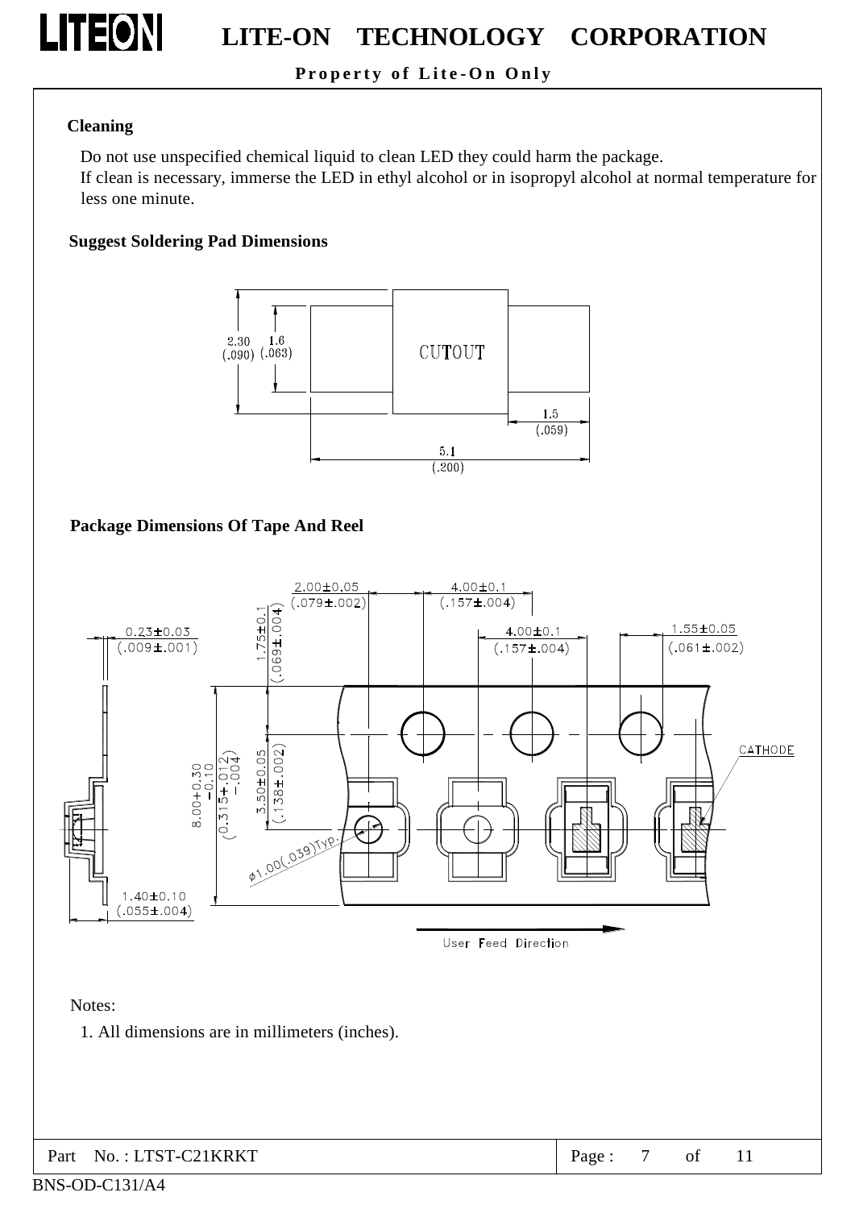**Cleaning**

Do not use unspecified chemical liquid to clean LED they could harm the package.
If clean is necessary, immerse the LED in ethyl alcohol or in isopropyl alcohol at normal temperature for less one minute.

**Suggest Soldering Pad Dimensions**

2.30 (.090)
1.6 (.063)
CUTOUT
1.5 (.059)
5.1 (.200)

**Package Dimensions Of Tape And Reel**

2.00±0.05 (.079±.002)
4.00±0.1 (.157±.004)
1.75±0.1 (.069±.004)
0.23±0.03 (.009±.001)
4.00±0.1 (.157±.004)
1.55±0.05 (.061±.002)
8.00+0.30 −0.10 (0.315+.012 −.004)
3.50±0.05 (.138±.002)
CATHODE
ø1.00(.039)Typ.
1.40±0.10 (.055±.004)
User Feed Direction

Notes:

1. All dimensions are in millimeters (inches).

Part No. : LTST-C21KRKT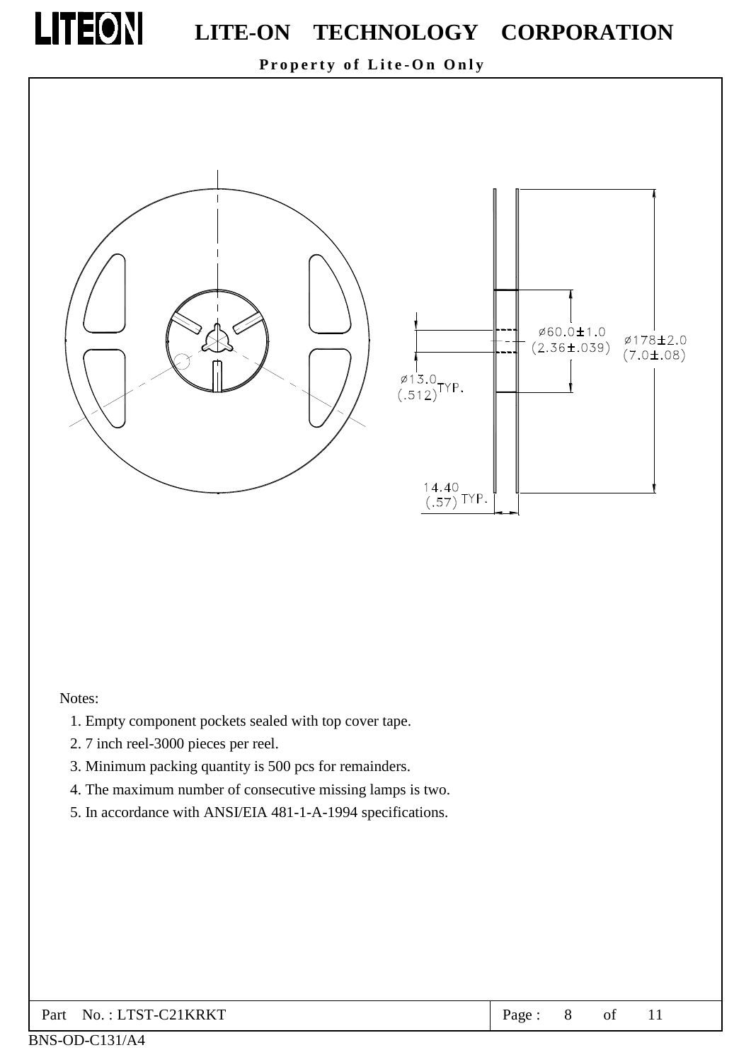Ø60.0±1.0
(2.36±.039)

Ø178±2.0
(7.0±.08)

Ø13.0 TYP.
(.512)

14.40
(.57) TYP.

Notes:

1. Empty component pockets sealed with top cover tape.
2. 7 inch reel-3000 pieces per reel.
3. Minimum packing quantity is 500 pcs for remainders.
4. The maximum number of consecutive missing lamps is two.
5. In accordance with ANSI/EIA 481-1-A-1994 specifications.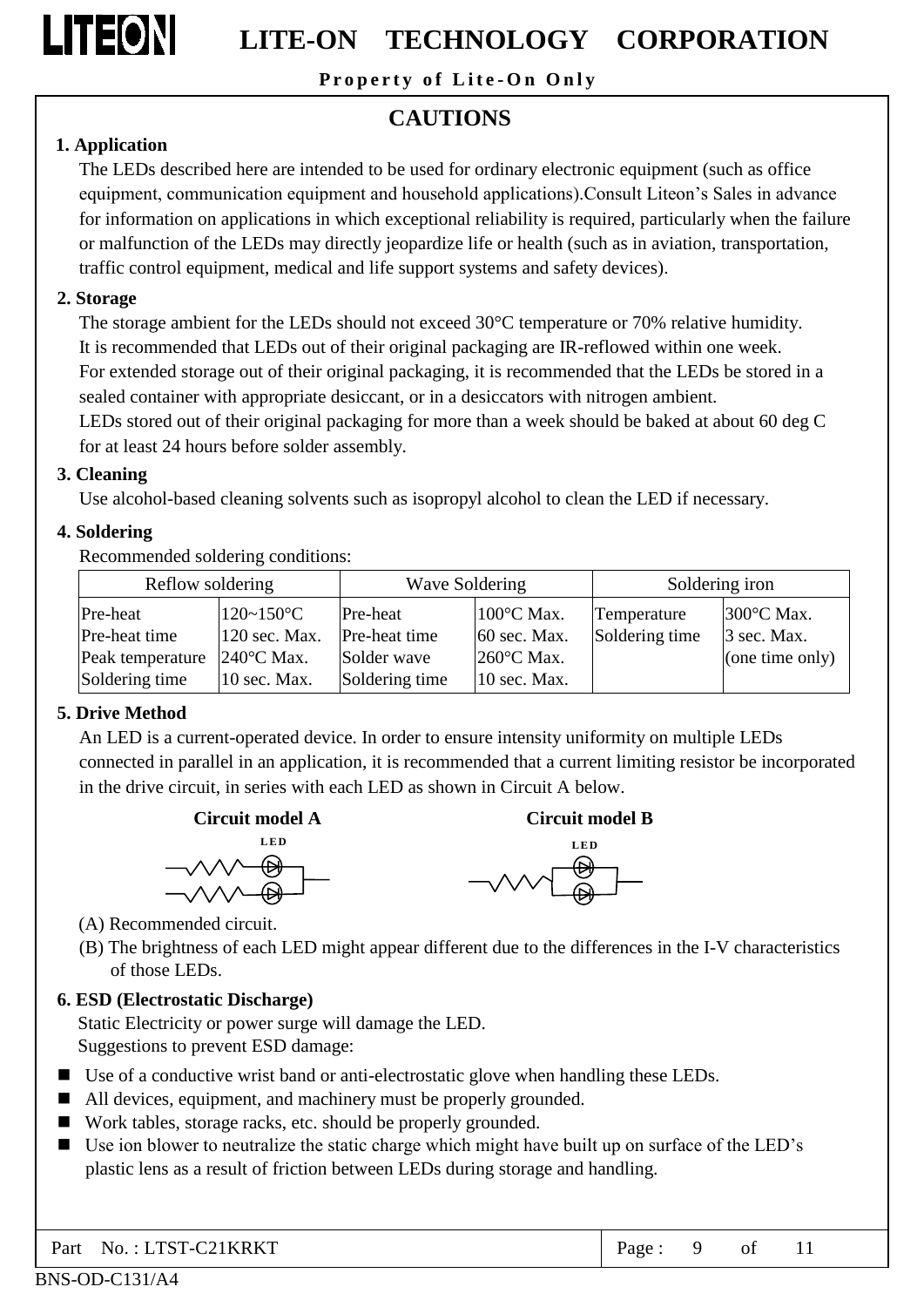## CAUTIONS

### 1. Application

The LEDs described here are intended to be used for ordinary electronic equipment (such as office equipment, communication equipment and household applications).Consult Liteon's Sales in advance for information on applications in which exceptional reliability is required, particularly when the failure or malfunction of the LEDs may directly jeopardize life or health (such as in aviation, transportation, traffic control equipment, medical and life support systems and safety devices).

### 2. Storage

The storage ambient for the LEDs should not exceed 30°C temperature or 70% relative humidity.
It is recommended that LEDs out of their original packaging are IR-reflowed within one week.
For extended storage out of their original packaging, it is recommended that the LEDs be stored in a sealed container with appropriate desiccant, or in a desiccators with nitrogen ambient.
LEDs stored out of their original packaging for more than a week should be baked at about 60 deg C for at least 24 hours before solder assembly.

### 3. Cleaning

Use alcohol-based cleaning solvents such as isopropyl alcohol to clean the LED if necessary.

### 4. Soldering

Recommended soldering conditions:

| Reflow soldering | | Wave Soldering | | Soldering iron | |
|---|---|---|---|---|---|
| Pre-heat<br>Pre-heat time<br>Peak temperature<br>Soldering time | 120~150°C<br>120 sec. Max.<br>240°C Max.<br>10 sec. Max. | Pre-heat<br>Pre-heat time<br>Solder wave<br>Soldering time | 100°C Max.<br>60 sec. Max.<br>260°C Max.<br>10 sec. Max. | Temperature<br>Soldering time | 300°C Max.<br>3 sec. Max.<br>(one time only) |

### 5. Drive Method

An LED is a current-operated device. In order to ensure intensity uniformity on multiple LEDs connected in parallel in an application, it is recommended that a current limiting resistor be incorporated in the drive circuit, in series with each LED as shown in Circuit A below.

**Circuit model A** **Circuit model B**

(A) Recommended circuit.

(B) The brightness of each LED might appear different due to the differences in the I-V characteristics of those LEDs.

### 6. ESD (Electrostatic Discharge)

Static Electricity or power surge will damage the LED.
Suggestions to prevent ESD damage:

- Use of a conductive wrist band or anti-electrostatic glove when handling these LEDs.
- All devices, equipment, and machinery must be properly grounded.
- Work tables, storage racks, etc. should be properly grounded.
- Use ion blower to neutralize the static charge which might have built up on surface of the LED's plastic lens as a result of friction between LEDs during storage and handling.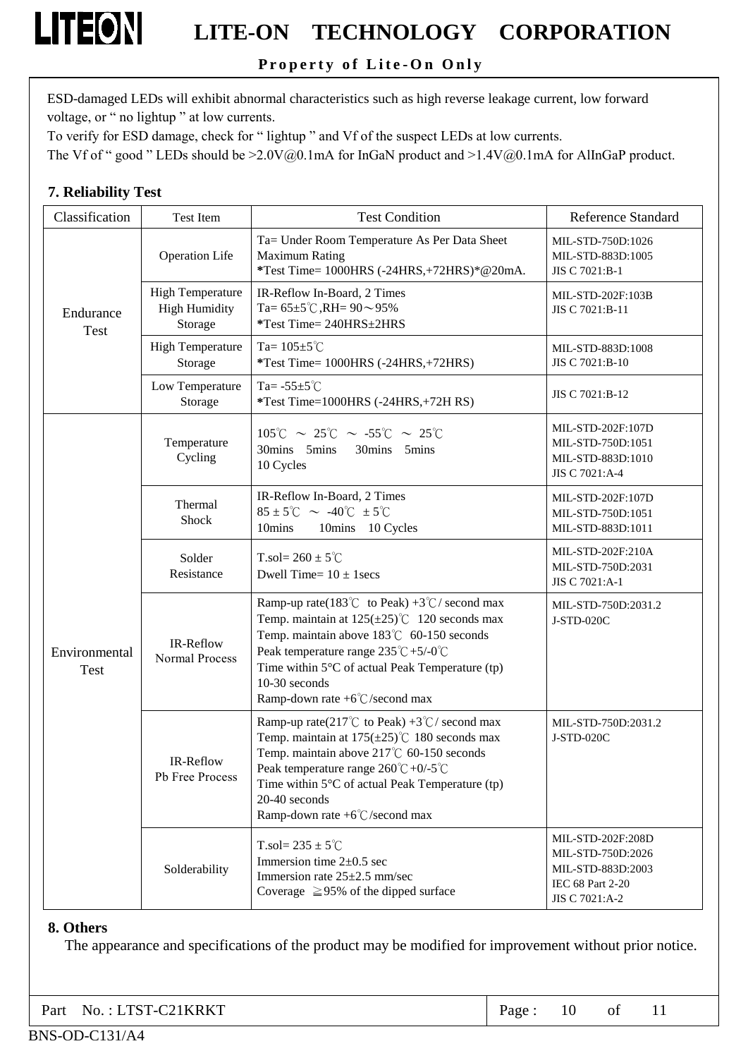ESD-damaged LEDs will exhibit abnormal characteristics such as high reverse leakage current, low forward voltage, or " no lightup " at low currents.
To verify for ESD damage, check for " lightup " and Vf of the suspect LEDs at low currents.
The Vf of " good " LEDs should be >2.0V@0.1mA for InGaN product and >1.4V@0.1mA for AlInGaP product.

## 7. Reliability Test

| Classification | Test Item | Test Condition | Reference Standard |
|---|---|---|---|
| Endurance Test | Operation Life | Ta= Under Room Temperature As Per Data Sheet Maximum Rating<br>*Test Time= 1000HRS (-24HRS,+72HRS)*@20mA. | MIL-STD-750D:1026<br>MIL-STD-883D:1005<br>JIS C 7021:B-1 |
| | High Temperature High Humidity Storage | IR-Reflow In-Board, 2 Times<br>Ta= 65±5℃,RH= 90～95%<br>*Test Time= 240HRS±2HRS | MIL-STD-202F:103B<br>JIS C 7021:B-11 |
| | High Temperature Storage | Ta= 105±5℃<br>*Test Time= 1000HRS (-24HRS,+72HRS) | MIL-STD-883D:1008<br>JIS C 7021:B-10 |
| | Low Temperature Storage | Ta= -55±5℃<br>*Test Time=1000HRS (-24HRS,+72H RS) | JIS C 7021:B-12 |
| Environmental Test | Temperature Cycling | 105℃ ～ 25℃ ～ -55℃ ～ 25℃<br>30mins 5mins 30mins 5mins<br>10 Cycles | MIL-STD-202F:107D<br>MIL-STD-750D:1051<br>MIL-STD-883D:1010<br>JIS C 7021:A-4 |
| | Thermal Shock | IR-Reflow In-Board, 2 Times<br>85 ± 5℃ ～ -40℃ ± 5℃<br>10mins 10mins 10 Cycles | MIL-STD-202F:107D<br>MIL-STD-750D:1051<br>MIL-STD-883D:1011 |
| | Solder Resistance | T.sol= 260 ± 5℃<br>Dwell Time= 10 ± 1secs | MIL-STD-202F:210A<br>MIL-STD-750D:2031<br>JIS C 7021:A-1 |
| | IR-Reflow Normal Process | Ramp-up rate(183℃ to Peak) +3℃/ second max<br>Temp. maintain at 125(±25)℃ 120 seconds max<br>Temp. maintain above 183℃ 60-150 seconds<br>Peak temperature range 235℃+5/-0℃<br>Time within 5°C of actual Peak Temperature (tp) 10-30 seconds<br>Ramp-down rate +6℃/second max | MIL-STD-750D:2031.2<br>J-STD-020C |
| | IR-Reflow Pb Free Process | Ramp-up rate(217℃ to Peak) +3℃/ second max<br>Temp. maintain at 175(±25)℃ 180 seconds max<br>Temp. maintain above 217℃ 60-150 seconds<br>Peak temperature range 260℃+0/-5℃<br>Time within 5°C of actual Peak Temperature (tp) 20-40 seconds<br>Ramp-down rate +6℃/second max | MIL-STD-750D:2031.2<br>J-STD-020C |
| | Solderability | T.sol= 235 ± 5℃<br>Immersion time 2±0.5 sec<br>Immersion rate 25±2.5 mm/sec<br>Coverage ≧95% of the dipped surface | MIL-STD-202F:208D<br>MIL-STD-750D:2026<br>MIL-STD-883D:2003<br>IEC 68 Part 2-20<br>JIS C 7021:A-2 |

## 8. Others

The appearance and specifications of the product may be modified for improvement without prior notice.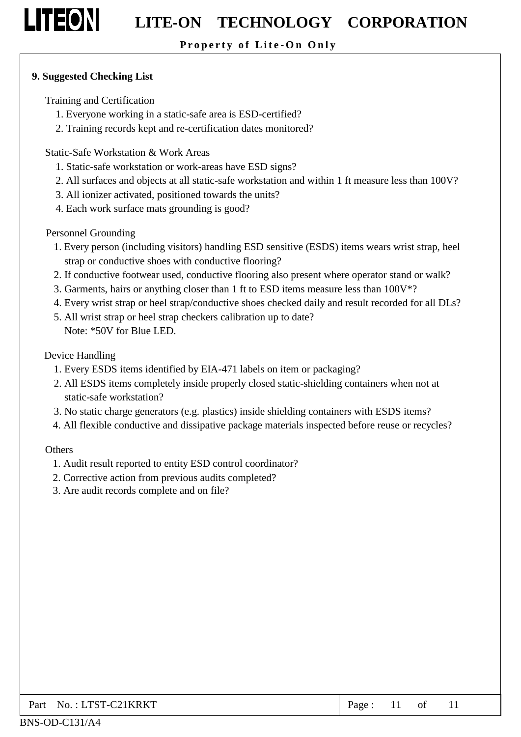## 9. Suggested Checking List

Training and Certification

1. Everyone working in a static-safe area is ESD-certified?
2. Training records kept and re-certification dates monitored?

Static-Safe Workstation & Work Areas

1. Static-safe workstation or work-areas have ESD signs?
2. All surfaces and objects at all static-safe workstation and within 1 ft measure less than 100V?
3. All ionizer activated, positioned towards the units?
4. Each work surface mats grounding is good?

Personnel Grounding

1. Every person (including visitors) handling ESD sensitive (ESDS) items wears wrist strap, heel strap or conductive shoes with conductive flooring?
2. If conductive footwear used, conductive flooring also present where operator stand or walk?
3. Garments, hairs or anything closer than 1 ft to ESD items measure less than 100V*?
4. Every wrist strap or heel strap/conductive shoes checked daily and result recorded for all DLs?
5. All wrist strap or heel strap checkers calibration up to date?

   Note: *50V for Blue LED.

Device Handling

1. Every ESDS items identified by EIA-471 labels on item or packaging?
2. All ESDS items completely inside properly closed static-shielding containers when not at static-safe workstation?
3. No static charge generators (e.g. plastics) inside shielding containers with ESDS items?
4. All flexible conductive and dissipative package materials inspected before reuse or recycles?

Others

1. Audit result reported to entity ESD control coordinator?
2. Corrective action from previous audits completed?
3. Are audit records complete and on file?